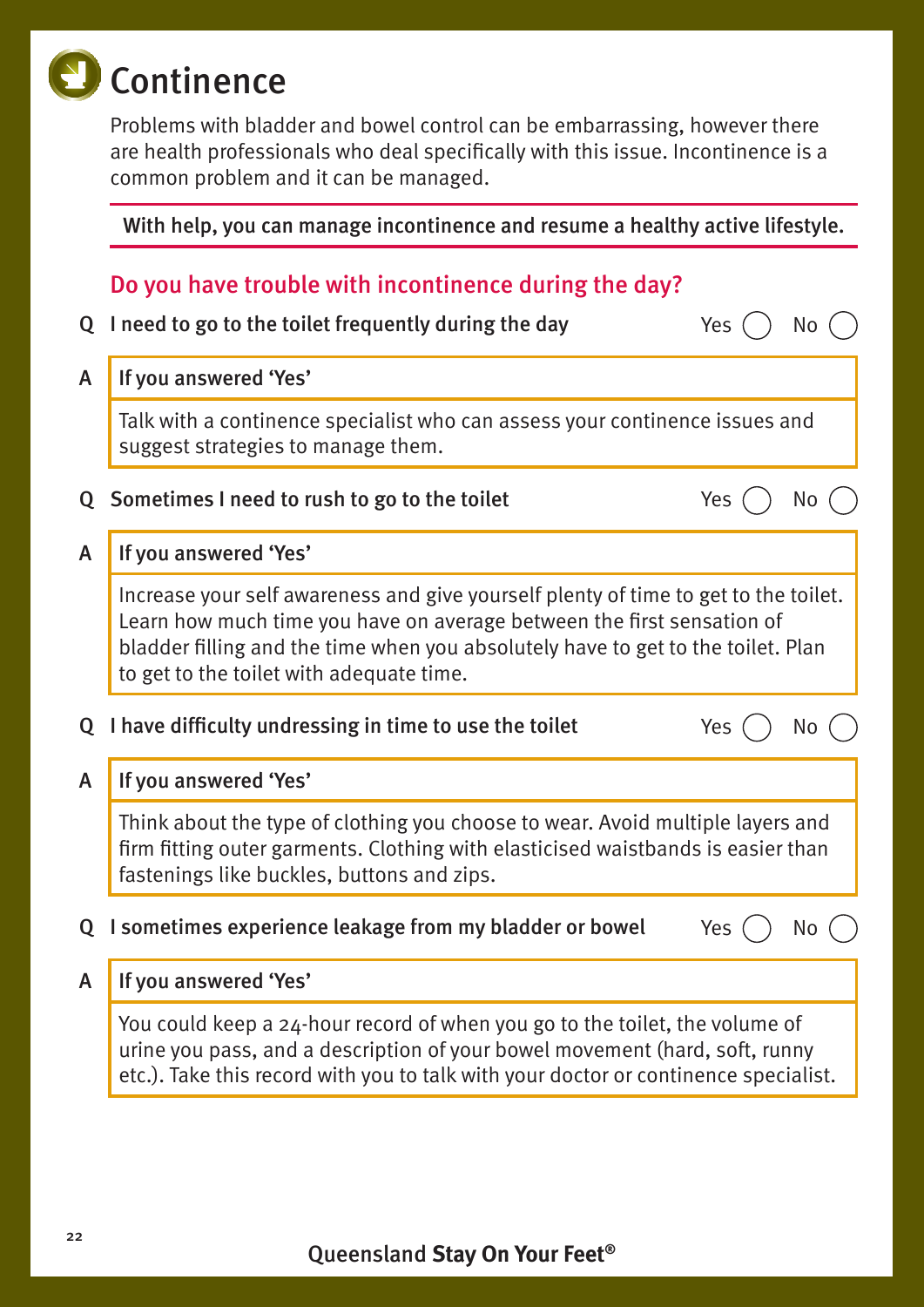# Continence

Problems with bladder and bowel control can be embarrassing, however there are health professionals who deal specifically with this issue. Incontinence is a common problem and it can be managed.

**With help, you can manage incontinence and resume a healthy active lifestyle.**

## Do you have trouble with incontinence during the day?

**Q I need to go to the toilet frequently during the day** Yes ◯ No ◯

**A If you answered 'Yes'**

Talk with a continence specialist who can assess your continence issues and suggest strategies to manage them.

**Q Sometimes I need to rush to go to the toilet** Yes ◯ No ◯

**A If you answered 'Yes'**

Increase your self awareness and give yourself plenty of time to get to the toilet. Learn how much time you have on average between the first sensation of bladder filling and the time when you absolutely have to get to the toilet. Plan to get to the toilet with adequate time.

**Q I have difficulty undressing in time to use the toilet** Yes ◯ No ◯

**A If you answered 'Yes'**

Think about the type of clothing you choose to wear. Avoid multiple layers and firm fitting outer garments. Clothing with elasticised waistbands is easier than fastenings like buckles, buttons and zips.

**Q I sometimes experience leakage from my bladder or bowel** Yes ◯ No ◯

**A If you answered 'Yes'**

You could keep a 24-hour record of when you go to the toilet, the volume of urine you pass, and a description of your bowel movement (hard, soft, runny etc.). Take this record with you to talk with your doctor or continence specialist.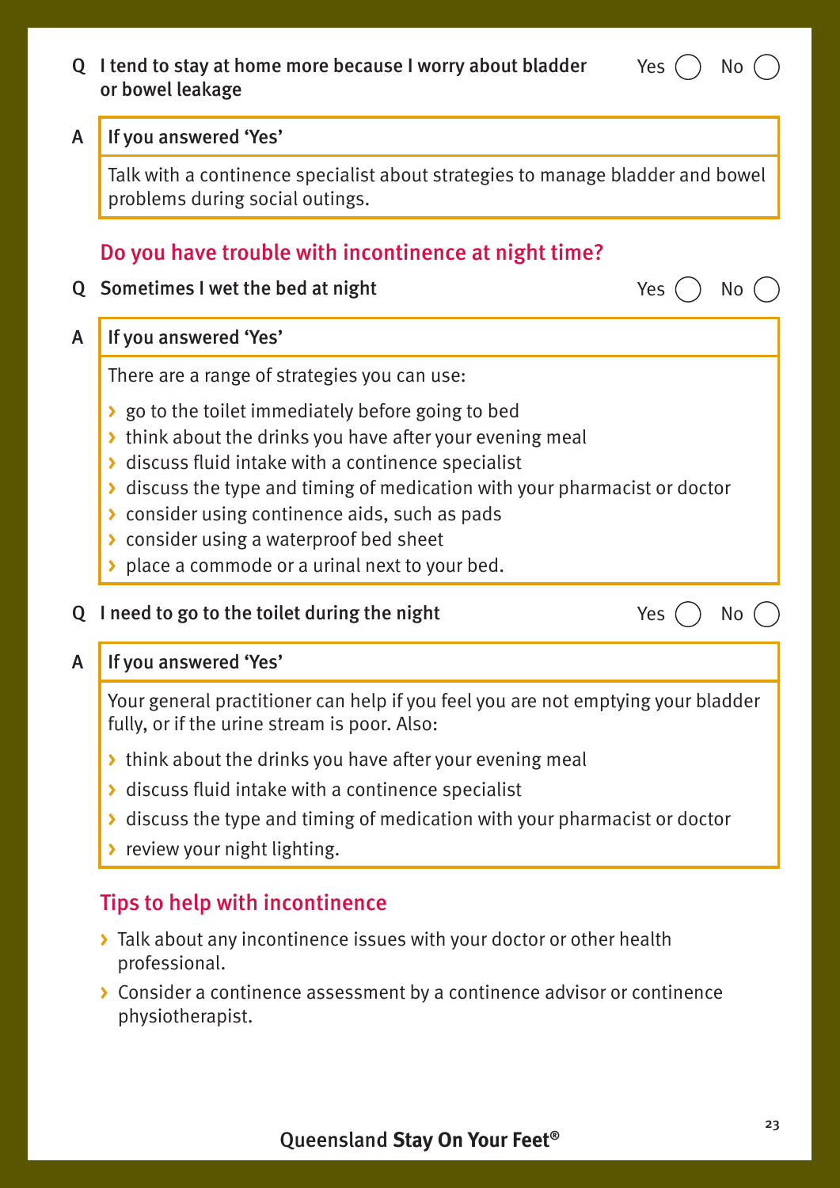**Q** **I tend to stay at home more because I worry about bladder or bowel leakage** Yes ◯ No ◯

**A** **If you answered 'Yes'**

Talk with a continence specialist about strategies to manage bladder and bowel problems during social outings.

## Do you have trouble with incontinence at night time?

**Q** **Sometimes I wet the bed at night** Yes ◯ No ◯

**A** **If you answered 'Yes'**

There are a range of strategies you can use:

- go to the toilet immediately before going to bed
- think about the drinks you have after your evening meal
- discuss fluid intake with a continence specialist
- discuss the type and timing of medication with your pharmacist or doctor
- consider using continence aids, such as pads
- consider using a waterproof bed sheet
- place a commode or a urinal next to your bed.

**Q** **I need to go to the toilet during the night** Yes ◯ No ◯

**A** **If you answered 'Yes'**

Your general practitioner can help if you feel you are not emptying your bladder fully, or if the urine stream is poor. Also:

- think about the drinks you have after your evening meal
- discuss fluid intake with a continence specialist
- discuss the type and timing of medication with your pharmacist or doctor
- review your night lighting.

## Tips to help with incontinence

- Talk about any incontinence issues with your doctor or other health professional.
- Consider a continence assessment by a continence advisor or continence physiotherapist.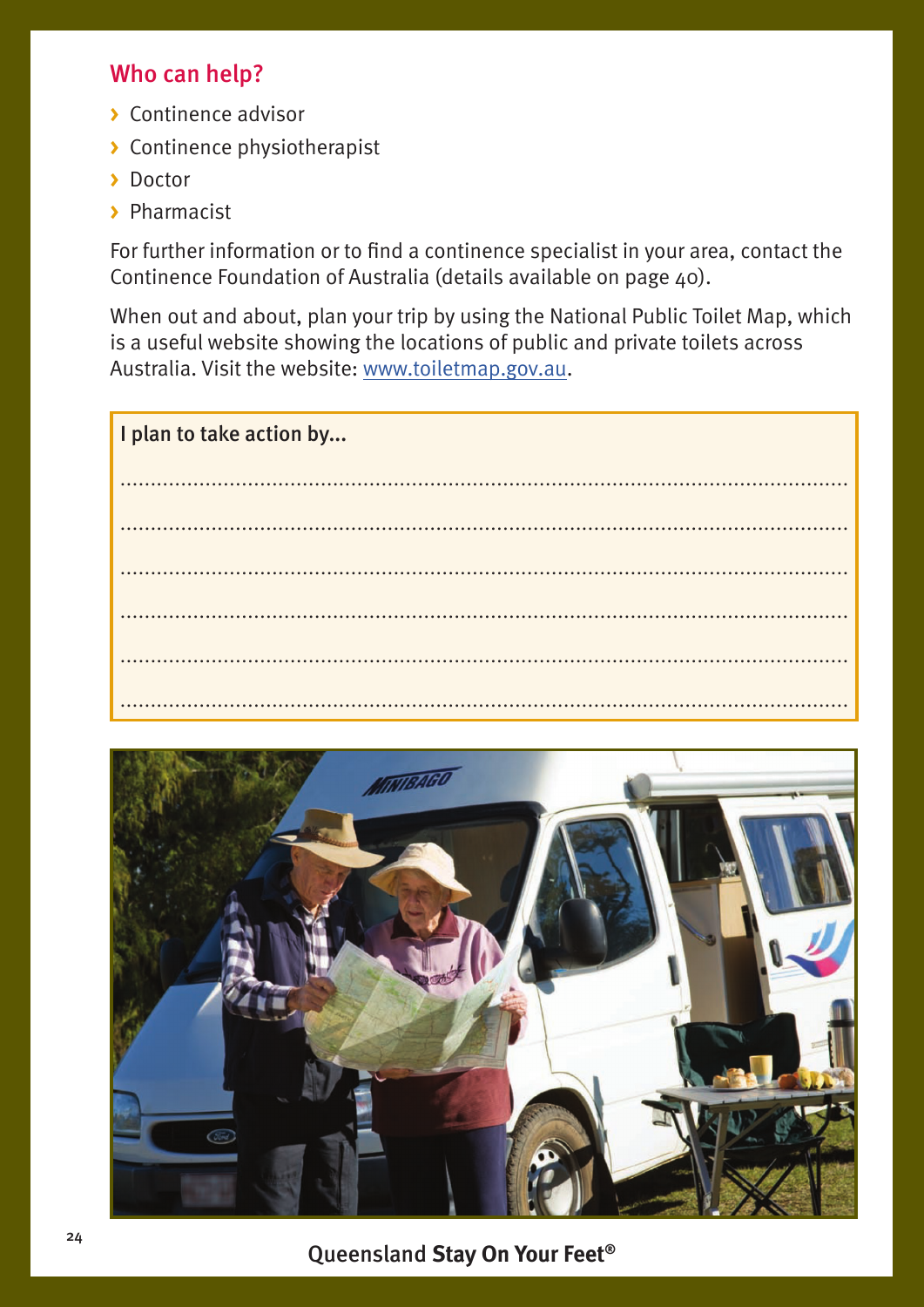## Who can help?

- Continence advisor
- Continence physiotherapist
- Doctor
- Pharmacist

For further information or to find a continence specialist in your area, contact the Continence Foundation of Australia (details available on page 40).

When out and about, plan your trip by using the National Public Toilet Map, which is a useful website showing the locations of public and private toilets across Australia. Visit the website: www.toiletmap.gov.au.

**I plan to take action by...**

........................................................................................................................

........................................................................................................................

........................................................................................................................

........................................................................................................................

........................................................................................................................

........................................................................................................................